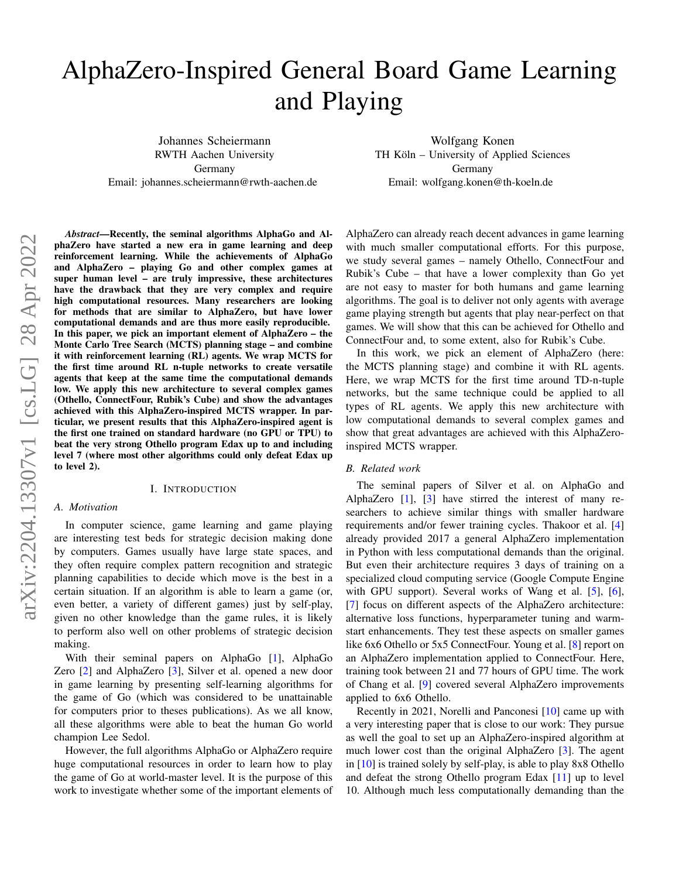# AlphaZero-Inspired General Board Game Learning and Playing

Johannes Scheiermann
RWTH Aachen University
Germany
Email: johannes.scheiermann@rwth-aachen.de

Wolfgang Konen
TH Köln – University of Applied Sciences
Germany
Email: wolfgang.konen@th-koeln.de

***Abstract*—Recently, the seminal algorithms AlphaGo and AlphaZero have started a new era in game learning and deep reinforcement learning. While the achievements of AlphaGo and AlphaZero – playing Go and other complex games at super human level – are truly impressive, these architectures have the drawback that they are very complex and require high computational resources. Many researchers are looking for methods that are similar to AlphaZero, but have lower computational demands and are thus more easily reproducible. In this paper, we pick an important element of AlphaZero – the Monte Carlo Tree Search (MCTS) planning stage – and combine it with reinforcement learning (RL) agents. We wrap MCTS for the first time around RL n-tuple networks to create versatile agents that keep at the same time the computational demands low. We apply this new architecture to several complex games (Othello, ConnectFour, Rubik's Cube) and show the advantages achieved with this AlphaZero-inspired MCTS wrapper. In particular, we present results that this AlphaZero-inspired agent is the first one trained on standard hardware (no GPU or TPU) to beat the very strong Othello program Edax up to and including level 7 (where most other algorithms could only defeat Edax up to level 2).**

## I. Introduction

### A. Motivation

In computer science, game learning and game playing are interesting test beds for strategic decision making done by computers. Games usually have large state spaces, and they often require complex pattern recognition and strategic planning capabilities to decide which move is the best in a certain situation. If an algorithm is able to learn a game (or, even better, a variety of different games) just by self-play, given no other knowledge than the game rules, it is likely to perform also well on other problems of strategic decision making.

With their seminal papers on AlphaGo [1], AlphaGo Zero [2] and AlphaZero [3], Silver et al. opened a new door in game learning by presenting self-learning algorithms for the game of Go (which was considered to be unattainable for computers prior to theses publications). As we all know, all these algorithms were able to beat the human Go world champion Lee Sedol.

However, the full algorithms AlphaGo or AlphaZero require huge computational resources in order to learn how to play the game of Go at world-master level. It is the purpose of this work to investigate whether some of the important elements of AlphaZero can already reach decent advances in game learning with much smaller computational efforts. For this purpose, we study several games – namely Othello, ConnectFour and Rubik's Cube – that have a lower complexity than Go yet are not easy to master for both humans and game learning algorithms. The goal is to deliver not only agents with average game playing strength but agents that play near-perfect on that games. We will show that this can be achieved for Othello and ConnectFour and, to some extent, also for Rubik's Cube.

In this work, we pick an element of AlphaZero (here: the MCTS planning stage) and combine it with RL agents. Here, we wrap MCTS for the first time around TD-n-tuple networks, but the same technique could be applied to all types of RL agents. We apply this new architecture with low computational demands to several complex games and show that great advantages are achieved with this AlphaZero-inspired MCTS wrapper.

### B. Related work

The seminal papers of Silver et al. on AlphaGo and AlphaZero [1], [3] have stirred the interest of many researchers to achieve similar things with smaller hardware requirements and/or fewer training cycles. Thakoor et al. [4] already provided 2017 a general AlphaZero implementation in Python with less computational demands than the original. But even their architecture requires 3 days of training on a specialized cloud computing service (Google Compute Engine with GPU support). Several works of Wang et al. [5], [6], [7] focus on different aspects of the AlphaZero architecture: alternative loss functions, hyperparameter tuning and warm-start enhancements. They test these aspects on smaller games like 6x6 Othello or 5x5 ConnectFour. Young et al. [8] report on an AlphaZero implementation applied to ConnectFour. Here, training took between 21 and 77 hours of GPU time. The work of Chang et al. [9] covered several AlphaZero improvements applied to 6x6 Othello.

Recently in 2021, Norelli and Panconesi [10] came up with a very interesting paper that is close to our work: They pursue as well the goal to set up an AlphaZero-inspired algorithm at much lower cost than the original AlphaZero [3]. The agent in [10] is trained solely by self-play, is able to play 8x8 Othello and defeat the strong Othello program Edax [11] up to level 10. Although much less computationally demanding than the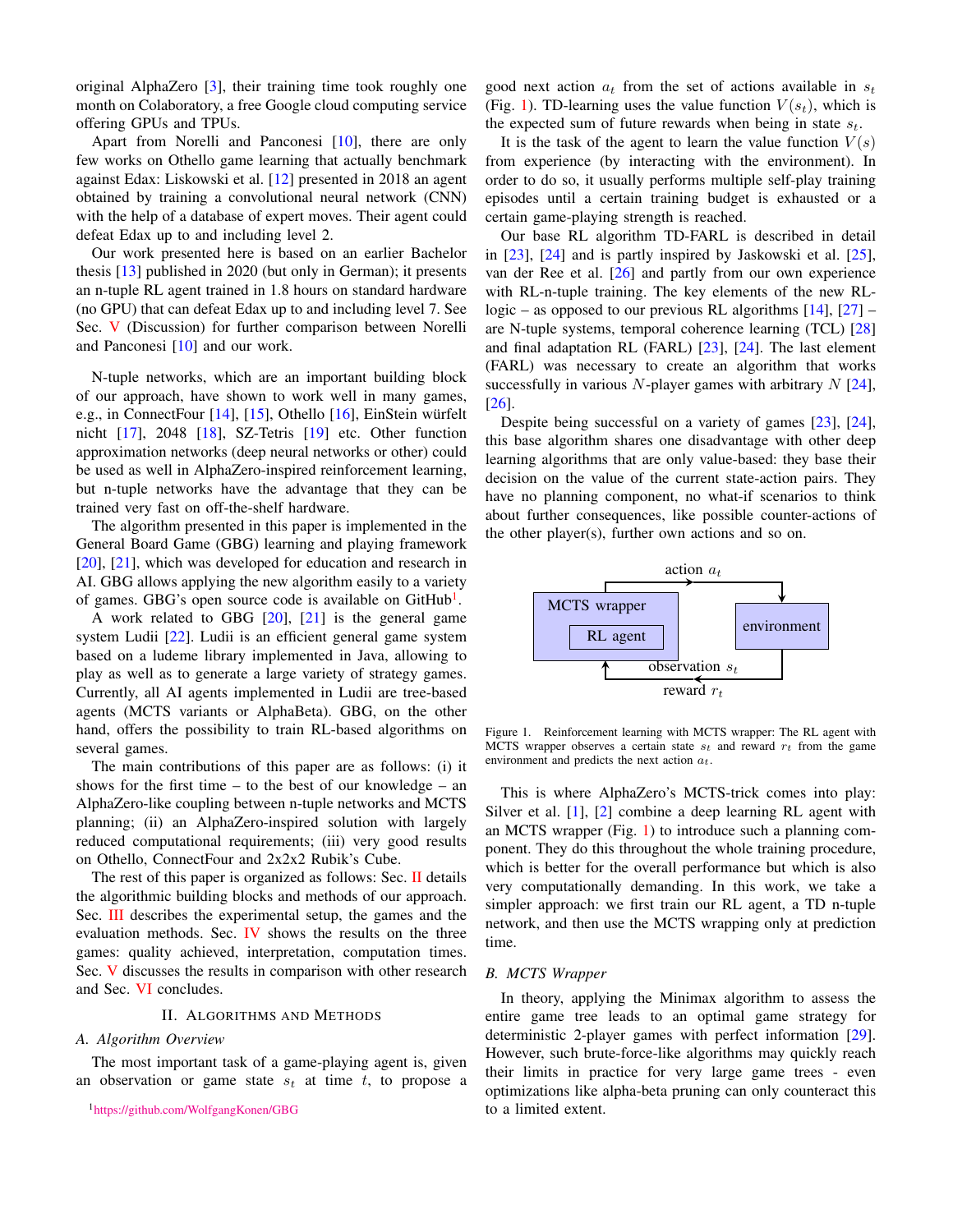original AlphaZero [3], their training time took roughly one month on Colaboratory, a free Google cloud computing service offering GPUs and TPUs.

Apart from Norelli and Panconesi [10], there are only few works on Othello game learning that actually benchmark against Edax: Liskowski et al. [12] presented in 2018 an agent obtained by training a convolutional neural network (CNN) with the help of a database of expert moves. Their agent could defeat Edax up to and including level 2.

Our work presented here is based on an earlier Bachelor thesis [13] published in 2020 (but only in German); it presents an n-tuple RL agent trained in 1.8 hours on standard hardware (no GPU) that can defeat Edax up to and including level 7. See Sec. V (Discussion) for further comparison between Norelli and Panconesi [10] and our work.

N-tuple networks, which are an important building block of our approach, have shown to work well in many games, e.g., in ConnectFour [14], [15], Othello [16], EinStein würfelt nicht [17], 2048 [18], SZ-Tetris [19] etc. Other function approximation networks (deep neural networks or other) could be used as well in AlphaZero-inspired reinforcement learning, but n-tuple networks have the advantage that they can be trained very fast on off-the-shelf hardware.

The algorithm presented in this paper is implemented in the General Board Game (GBG) learning and playing framework [20], [21], which was developed for education and research in AI. GBG allows applying the new algorithm easily to a variety of games. GBG's open source code is available on GitHub[1].

A work related to GBG [20], [21] is the general game system Ludii [22]. Ludii is an efficient general game system based on a ludeme library implemented in Java, allowing to play as well as to generate a large variety of strategy games. Currently, all AI agents implemented in Ludii are tree-based agents (MCTS variants or AlphaBeta). GBG, on the other hand, offers the possibility to train RL-based algorithms on several games.

The main contributions of this paper are as follows: (i) it shows for the first time – to the best of our knowledge – an AlphaZero-like coupling between n-tuple networks and MCTS planning; (ii) an AlphaZero-inspired solution with largely reduced computational requirements; (iii) very good results on Othello, ConnectFour and 2x2x2 Rubik's Cube.

The rest of this paper is organized as follows: Sec. II details the algorithmic building blocks and methods of our approach. Sec. III describes the experimental setup, the games and the evaluation methods. Sec. IV shows the results on the three games: quality achieved, interpretation, computation times. Sec. V discusses the results in comparison with other research and Sec. VI concludes.

## II. Algorithms and Methods

### A. Algorithm Overview

The most important task of a game-playing agent is, given an observation or game state $s_t$ at time $t$, to propose a good next action $a_t$ from the set of actions available in $s_t$ (Fig. 1). TD-learning uses the value function $V(s_t)$, which is the expected sum of future rewards when being in state $s_t$.

It is the task of the agent to learn the value function $V(s)$ from experience (by interacting with the environment). In order to do so, it usually performs multiple self-play training episodes until a certain training budget is exhausted or a certain game-playing strength is reached.

Our base RL algorithm TD-FARL is described in detail in [23], [24] and is partly inspired by Jaskowski et al. [25], van der Ree et al. [26] and partly from our own experience with RL-n-tuple training. The key elements of the new RL-logic – as opposed to our previous RL algorithms [14], [27] – are N-tuple systems, temporal coherence learning (TCL) [28] and final adaptation RL (FARL) [23], [24]. The last element (FARL) was necessary to create an algorithm that works successfully in various $N$-player games with arbitrary $N$ [24], [26].

Despite being successful on a variety of games [23], [24], this base algorithm shares one disadvantage with other deep learning algorithms that are only value-based: they base their decision on the value of the current state-action pairs. They have no planning component, no what-if scenarios to think about further consequences, like possible counter-actions of the other player(s), further own actions and so on.

Figure 1. Reinforcement learning with MCTS wrapper: The RL agent with MCTS wrapper observes a certain state $s_t$ and reward $r_t$ from the game environment and predicts the next action $a_t$.

This is where AlphaZero's MCTS-trick comes into play: Silver et al. [1], [2] combine a deep learning RL agent with an MCTS wrapper (Fig. 1) to introduce such a planning component. They do this throughout the whole training procedure, which is better for the overall performance but which is also very computationally demanding. In this work, we take a simpler approach: we first train our RL agent, a TD n-tuple network, and then use the MCTS wrapping only at prediction time.

### B. MCTS Wrapper

In theory, applying the Minimax algorithm to assess the entire game tree leads to an optimal game strategy for deterministic 2-player games with perfect information [29]. However, such brute-force-like algorithms may quickly reach their limits in practice for very large game trees - even optimizations like alpha-beta pruning can only counteract this to a limited extent.

[1] https://github.com/WolfgangKonen/GBG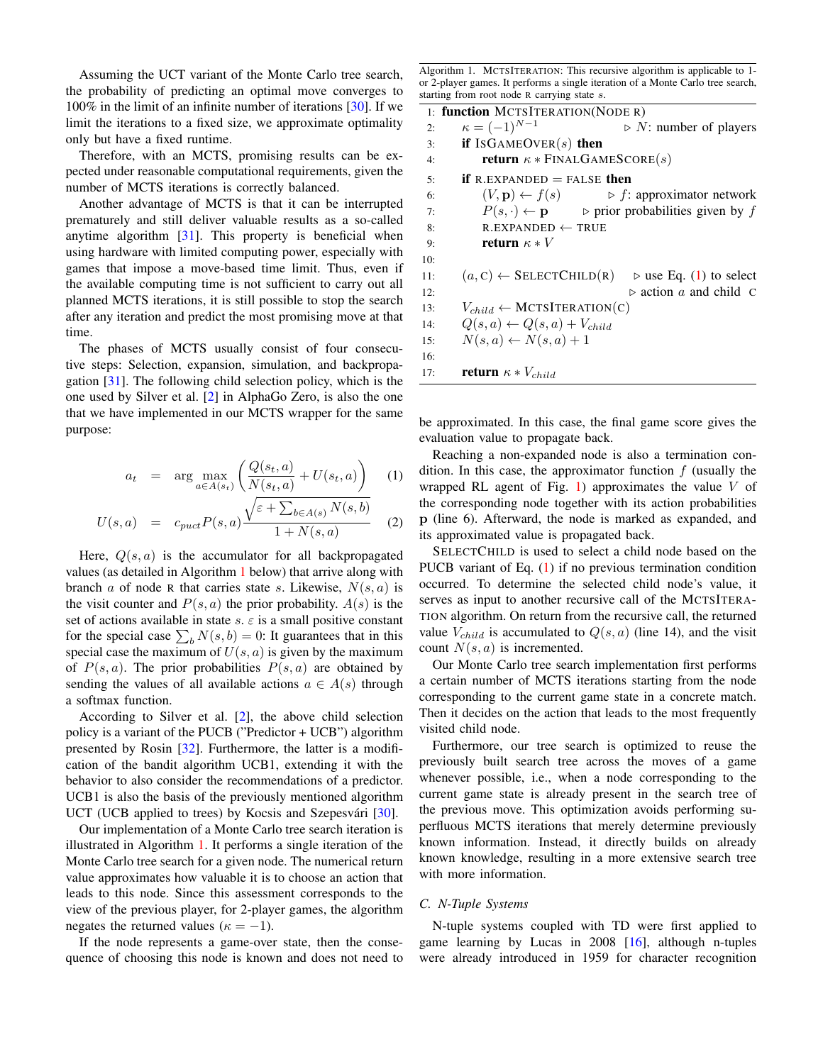Assuming the UCT variant of the Monte Carlo tree search, the probability of predicting an optimal move converges to 100% in the limit of an infinite number of iterations [30]. If we limit the iterations to a fixed size, we approximate optimality only but have a fixed runtime.

Therefore, with an MCTS, promising results can be expected under reasonable computational requirements, given the number of MCTS iterations is correctly balanced.

Another advantage of MCTS is that it can be interrupted prematurely and still deliver valuable results as a so-called anytime algorithm [31]. This property is beneficial when using hardware with limited computing power, especially with games that impose a move-based time limit. Thus, even if the available computing time is not sufficient to carry out all planned MCTS iterations, it is still possible to stop the search after any iteration and predict the most promising move at that time.

The phases of MCTS usually consist of four consecutive steps: Selection, expansion, simulation, and backpropagation [31]. The following child selection policy, which is the one used by Silver et al. [2] in AlphaGo Zero, is also the one that we have implemented in our MCTS wrapper for the same purpose:

$$a_t = \arg\max_{a \in A(s_t)} \left( \frac{Q(s_t, a)}{N(s_t, a)} + U(s_t, a) \right) \tag{1}$$

$$U(s, a) = c_{puct} P(s, a) \frac{\sqrt{\varepsilon + \sum_{b \in A(s)} N(s, b)}}{1 + N(s, a)} \tag{2}$$

Here, $Q(s, a)$ is the accumulator for all backpropagated values (as detailed in Algorithm 1 below) that arrive along with branch $a$ of node R that carries state $s$. Likewise, $N(s, a)$ is the visit counter and $P(s, a)$ the prior probability. $A(s)$ is the set of actions available in state $s$. $\varepsilon$ is a small positive constant for the special case $\sum_b N(s, b) = 0$: It guarantees that in this special case the maximum of $U(s, a)$ is given by the maximum of $P(s, a)$. The prior probabilities $P(s, a)$ are obtained by sending the values of all available actions $a \in A(s)$ through a softmax function.

According to Silver et al. [2], the above child selection policy is a variant of the PUCB ("Predictor + UCB") algorithm presented by Rosin [32]. Furthermore, the latter is a modification of the bandit algorithm UCB1, extending it with the behavior to also consider the recommendations of a predictor. UCB1 is also the basis of the previously mentioned algorithm UCT (UCB applied to trees) by Kocsis and Szepesvári [30].

Our implementation of a Monte Carlo tree search iteration is illustrated in Algorithm 1. It performs a single iteration of the Monte Carlo tree search for a given node. The numerical return value approximates how valuable it is to choose an action that leads to this node. Since this assessment corresponds to the view of the previous player, for 2-player games, the algorithm negates the returned values ($\kappa = -1$).

If the node represents a game-over state, then the consequence of choosing this node is known and does not need to be approximated. In this case, the final game score gives the evaluation value to propagate back.

Algorithm 1. MCTSITERATION: This recursive algorithm is applicable to 1- or 2-player games. It performs a single iteration of a Monte Carlo tree search, starting from root node R carrying state $s$.

```
1:  function MCTSITERATION(NODE R)
2:      κ = (−1)^(N−1)                     ▷ N: number of players
3:      if ISGAMEOVER(s) then
4:          return κ ∗ FINALGAMESCORE(s)
5:      if R.EXPANDED = FALSE then
6:          (V, p) ← f(s)                  ▷ f: approximator network
7:          P(s, ·) ← p                    ▷ prior probabilities given by f
8:          R.EXPANDED ← TRUE
9:          return κ ∗ V
10:
11:     (a, C) ← SELECTCHILD(R)            ▷ use Eq. (1) to select
12:                                        ▷ action a and child C
13:     V_child ← MCTSITERATION(C)
14:     Q(s, a) ← Q(s, a) + V_child
15:     N(s, a) ← N(s, a) + 1
16:
17:     return κ ∗ V_child
```

Reaching a non-expanded node is also a termination condition. In this case, the approximator function $f$ (usually the wrapped RL agent of Fig. 1) approximates the value $V$ of the corresponding node together with its action probabilities $\mathbf{p}$ (line 6). Afterward, the node is marked as expanded, and its approximated value is propagated back.

SELECTCHILD is used to select a child node based on the PUCB variant of Eq. (1) if no previous termination condition occurred. To determine the selected child node's value, it serves as input to another recursive call of the MCTSITERATION algorithm. On return from the recursive call, the returned value $V_{child}$ is accumulated to $Q(s, a)$ (line 14), and the visit count $N(s, a)$ is incremented.

Our Monte Carlo tree search implementation first performs a certain number of MCTS iterations starting from the node corresponding to the current game state in a concrete match. Then it decides on the action that leads to the most frequently visited child node.

Furthermore, our tree search is optimized to reuse the previously built search tree across the moves of a game whenever possible, i.e., when a node corresponding to the current game state is already present in the search tree of the previous move. This optimization avoids performing superfluous MCTS iterations that merely determine previously known information. Instead, it directly builds on already known knowledge, resulting in a more extensive search tree with more information.

### C. N-Tuple Systems

N-tuple systems coupled with TD were first applied to game learning by Lucas in 2008 [16], although n-tuples were already introduced in 1959 for character recognition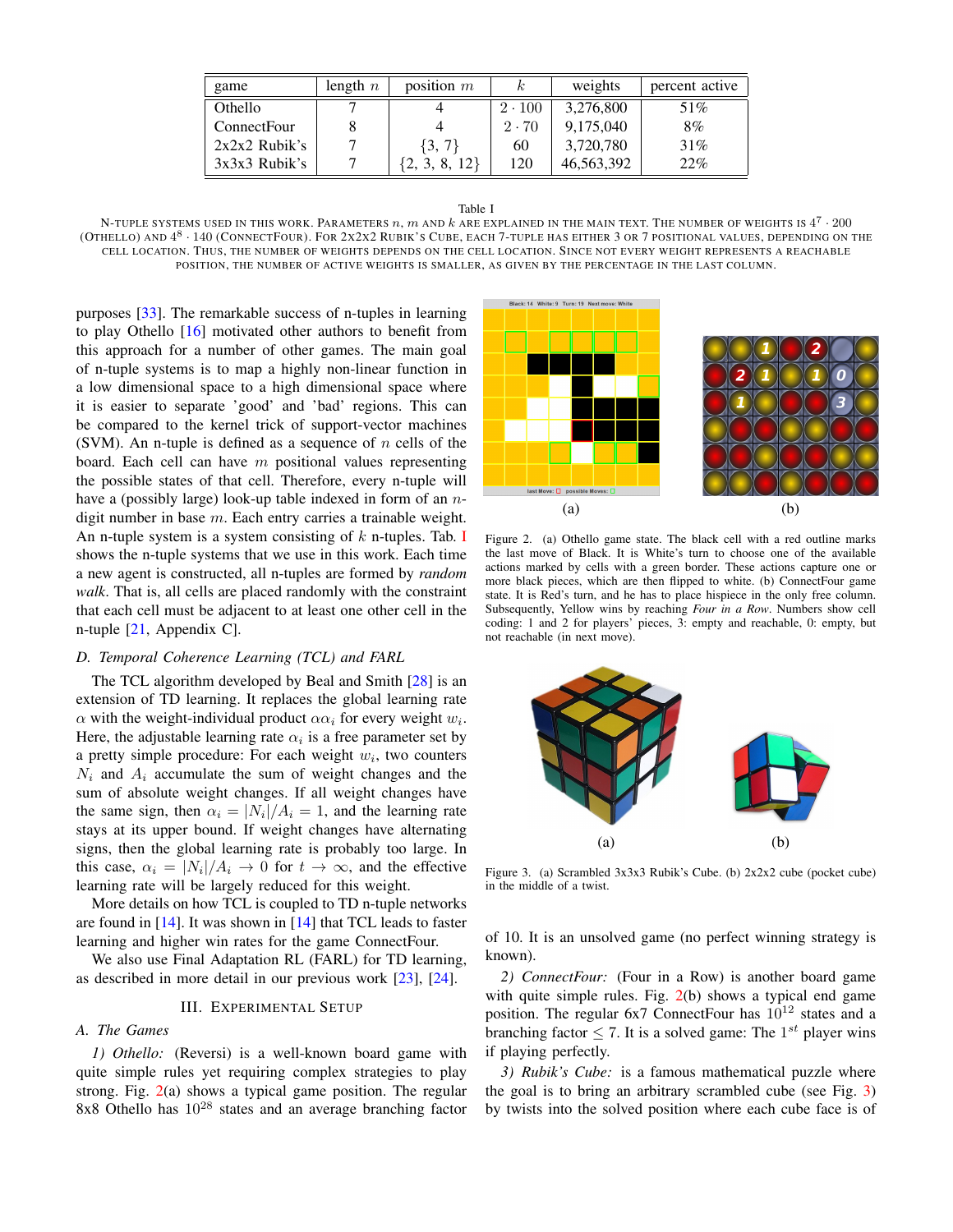| game | length $n$ | position $m$ | $k$ | weights | percent active |
|---|---|---|---|---|---|
| Othello | 7 | 4 | $2 \cdot 100$ | 3,276,800 | 51% |
| ConnectFour | 8 | 4 | $2 \cdot 70$ | 9,175,040 | 8% |
| 2x2x2 Rubik's | 7 | {3, 7} | 60 | 3,720,780 | 31% |
| 3x3x3 Rubik's | 7 | {2, 3, 8, 12} | 120 | 46,563,392 | 22% |

Table I

N-TUPLE SYSTEMS USED IN THIS WORK. PARAMETERS $n$, $m$ AND $k$ ARE EXPLAINED IN THE MAIN TEXT. THE NUMBER OF WEIGHTS IS $4^7 \cdot 200$ (OTHELLO) AND $4^8 \cdot 140$ (CONNECTFOUR). FOR 2X2X2 RUBIK'S CUBE, EACH 7-TUPLE HAS EITHER 3 OR 7 POSITIONAL VALUES, DEPENDING ON THE CELL LOCATION. THUS, THE NUMBER OF WEIGHTS DEPENDS ON THE CELL LOCATION. SINCE NOT EVERY WEIGHT REPRESENTS A REACHABLE POSITION, THE NUMBER OF ACTIVE WEIGHTS IS SMALLER, AS GIVEN BY THE PERCENTAGE IN THE LAST COLUMN.

purposes [33]. The remarkable success of n-tuples in learning to play Othello [16] motivated other authors to benefit from this approach for a number of other games. The main goal of n-tuple systems is to map a highly non-linear function in a low dimensional space to a high dimensional space where it is easier to separate 'good' and 'bad' regions. This can be compared to the kernel trick of support-vector machines (SVM). An n-tuple is defined as a sequence of $n$ cells of the board. Each cell can have $m$ positional values representing the possible states of that cell. Therefore, every n-tuple will have a (possibly large) look-up table indexed in form of an $n$-digit number in base $m$. Each entry carries a trainable weight. An n-tuple system is a system consisting of $k$ n-tuples. Tab. I shows the n-tuple systems that we use in this work. Each time a new agent is constructed, all n-tuples are formed by *random walk*. That is, all cells are placed randomly with the constraint that each cell must be adjacent to at least one other cell in the n-tuple [21, Appendix C].

### D. Temporal Coherence Learning (TCL) and FARL

The TCL algorithm developed by Beal and Smith [28] is an extension of TD learning. It replaces the global learning rate $\alpha$ with the weight-individual product $\alpha\alpha_i$ for every weight $w_i$. Here, the adjustable learning rate $\alpha_i$ is a free parameter set by a pretty simple procedure: For each weight $w_i$, two counters $N_i$ and $A_i$ accumulate the sum of weight changes and the sum of absolute weight changes. If all weight changes have the same sign, then $\alpha_i = |N_i|/A_i = 1$, and the learning rate stays at its upper bound. If weight changes have alternating signs, then the global learning rate is probably too large. In this case, $\alpha_i = |N_i|/A_i \to 0$ for $t \to \infty$, and the effective learning rate will be largely reduced for this weight.

More details on how TCL is coupled to TD n-tuple networks are found in [14]. It was shown in [14] that TCL leads to faster learning and higher win rates for the game ConnectFour.

We also use Final Adaptation RL (FARL) for TD learning, as described in more detail in our previous work [23], [24].

## III. EXPERIMENTAL SETUP

### A. The Games

*1) Othello:* (Reversi) is a well-known board game with quite simple rules yet requiring complex strategies to play strong. Fig. 2(a) shows a typical game position. The regular 8x8 Othello has $10^{28}$ states and an average branching factor of 10. It is an unsolved game (no perfect winning strategy is known).

Figure 2. (a) Othello game state. The black cell with a red outline marks the last move of Black. It is White's turn to choose one of the available actions marked by cells with a green border. These actions capture one or more black pieces, which are then flipped to white. (b) ConnectFour game state. It is Red's turn, and he has to place hispiece in the only free column. Subsequently, Yellow wins by reaching *Four in a Row*. Numbers show cell coding: 1 and 2 for players' pieces, 3: empty and reachable, 0: empty, but not reachable (in next move).

Figure 3. (a) Scrambled 3x3x3 Rubik's Cube. (b) 2x2x2 cube (pocket cube) in the middle of a twist.

*2) ConnectFour:* (Four in a Row) is another board game with quite simple rules. Fig. 2(b) shows a typical end game position. The regular 6x7 ConnectFour has $10^{12}$ states and a branching factor $\leq 7$. It is a solved game: The $1^{st}$ player wins if playing perfectly.

*3) Rubik's Cube:* is a famous mathematical puzzle where the goal is to bring an arbitrary scrambled cube (see Fig. 3) by twists into the solved position where each cube face is of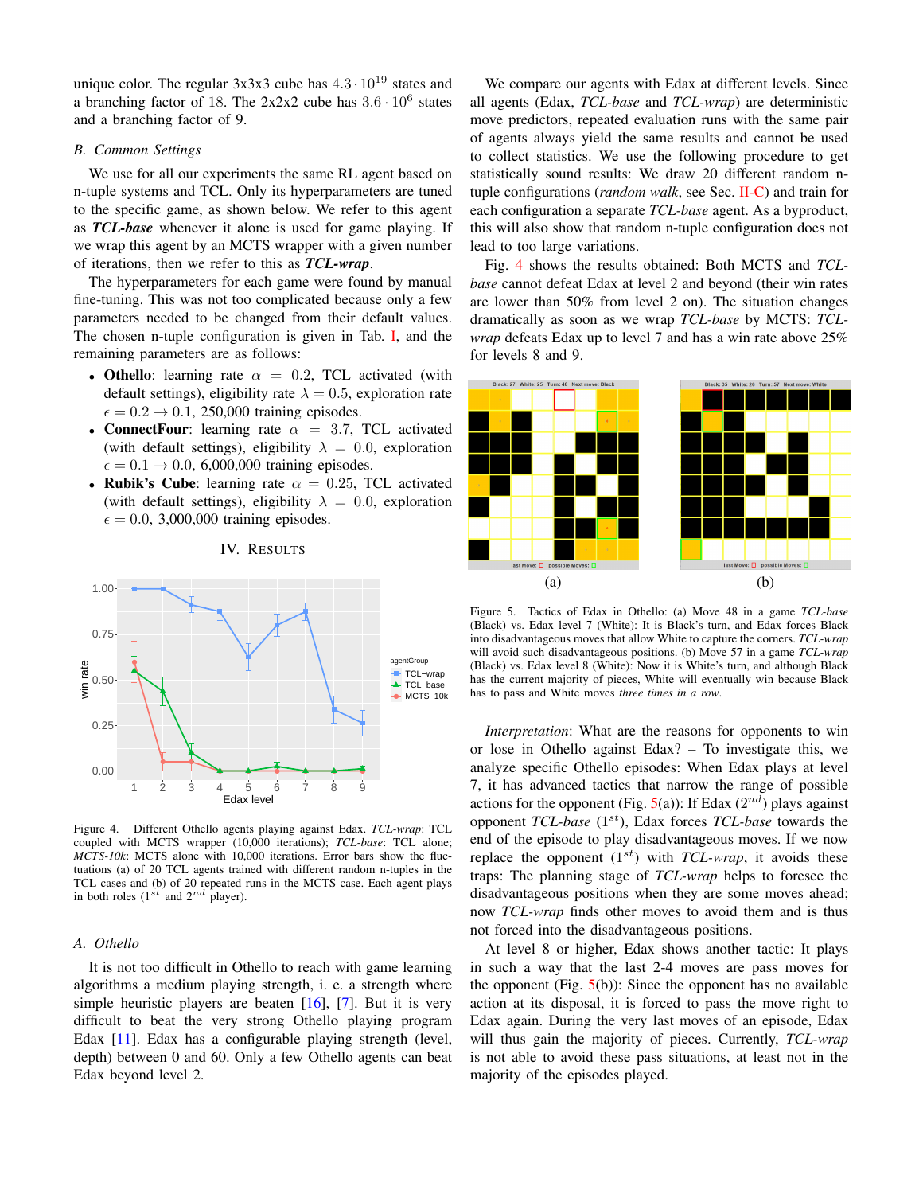unique color. The regular 3x3x3 cube has $4.3 \cdot 10^{19}$ states and a branching factor of 18. The 2x2x2 cube has $3.6 \cdot 10^{6}$ states and a branching factor of 9.

### B. Common Settings

We use for all our experiments the same RL agent based on n-tuple systems and TCL. Only its hyperparameters are tuned to the specific game, as shown below. We refer to this agent as ***TCL-base*** whenever it alone is used for game playing. If we wrap this agent by an MCTS wrapper with a given number of iterations, then we refer to this as ***TCL-wrap***.

The hyperparameters for each game were found by manual fine-tuning. This was not too complicated because only a few parameters needed to be changed from their default values. The chosen n-tuple configuration is given in Tab. I, and the remaining parameters are as follows:

- **Othello**: learning rate $\alpha = 0.2$, TCL activated (with default settings), eligibility rate $\lambda = 0.5$, exploration rate $\epsilon = 0.2 \rightarrow 0.1$, 250,000 training episodes.
- **ConnectFour**: learning rate $\alpha = 3.7$, TCL activated (with default settings), eligibility $\lambda = 0.0$, exploration $\epsilon = 0.1 \rightarrow 0.0$, 6,000,000 training episodes.
- **Rubik's Cube**: learning rate $\alpha = 0.25$, TCL activated (with default settings), eligibility $\lambda = 0.0$, exploration $\epsilon = 0.0$, 3,000,000 training episodes.

## IV. Results

Figure 4. Different Othello agents playing against Edax. *TCL-wrap*: TCL coupled with MCTS wrapper (10,000 iterations); *TCL-base*: TCL alone; *MCTS-10k*: MCTS alone with 10,000 iterations. Error bars show the fluctuations (a) of 20 TCL agents trained with different random n-tuples in the TCL cases and (b) of 20 repeated runs in the MCTS case. Each agent plays in both roles ($1^{st}$ and $2^{nd}$ player).

### A. Othello

It is not too difficult in Othello to reach with game learning algorithms a medium playing strength, i. e. a strength where simple heuristic players are beaten [16], [7]. But it is very difficult to beat the very strong Othello playing program Edax [11]. Edax has a configurable playing strength (level, depth) between 0 and 60. Only a few Othello agents can beat Edax beyond level 2.

We compare our agents with Edax at different levels. Since all agents (Edax, *TCL-base* and *TCL-wrap*) are deterministic move predictors, repeated evaluation runs with the same pair of agents always yield the same results and cannot be used to collect statistics. We use the following procedure to get statistically sound results: We draw 20 different random n-tuple configurations (*random walk*, see Sec. II-C) and train for each configuration a separate *TCL-base* agent. As a byproduct, this will also show that random n-tuple configuration does not lead to too large variations.

Fig. 4 shows the results obtained: Both MCTS and *TCL-base* cannot defeat Edax at level 2 and beyond (their win rates are lower than 50% from level 2 on). The situation changes dramatically as soon as we wrap *TCL-base* by MCTS: *TCL-wrap* defeats Edax up to level 7 and has a win rate above 25% for levels 8 and 9.

Figure 5. Tactics of Edax in Othello: (a) Move 48 in a game *TCL-base* (Black) vs. Edax level 7 (White): It is Black's turn, and Edax forces Black into disadvantageous moves that allow White to capture the corners. *TCL-wrap* will avoid such disadvantageous positions. (b) Move 57 in a game *TCL-wrap* (Black) vs. Edax level 8 (White): Now it is White's turn, and although Black has the current majority of pieces, White will eventually win because Black has to pass and White moves *three times in a row*.

*Interpretation*: What are the reasons for opponents to win or lose in Othello against Edax? – To investigate this, we analyze specific Othello episodes: When Edax plays at level 7, it has advanced tactics that narrow the range of possible actions for the opponent (Fig. 5(a)): If Edax ($2^{nd}$) plays against opponent *TCL-base* ($1^{st}$), Edax forces *TCL-base* towards the end of the episode to play disadvantageous moves. If we now replace the opponent ($1^{st}$) with *TCL-wrap*, it avoids these traps: The planning stage of *TCL-wrap* helps to foresee the disadvantageous positions when they are some moves ahead; now *TCL-wrap* finds other moves to avoid them and is thus not forced into the disadvantageous positions.

At level 8 or higher, Edax shows another tactic: It plays in such a way that the last 2-4 moves are pass moves for the opponent (Fig. 5(b)): Since the opponent has no available action at its disposal, it is forced to pass the move right to Edax again. During the very last moves of an episode, Edax will thus gain the majority of pieces. Currently, *TCL-wrap* is not able to avoid these pass situations, at least not in the majority of the episodes played.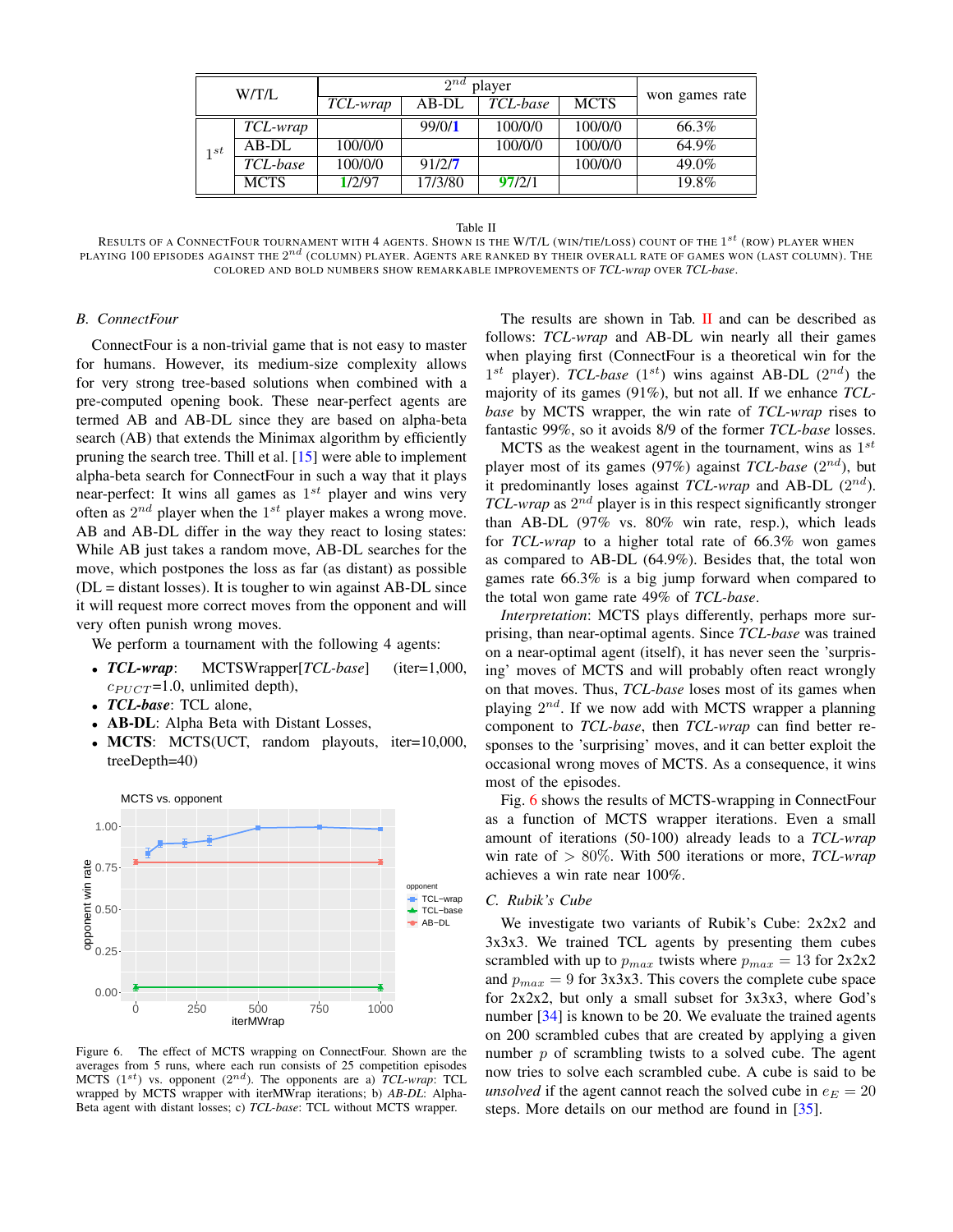| W/T/L | | $2^{nd}$ player | | | | won games rate |
|---|---|---|---|---|---|---|
| | | *TCL-wrap* | AB-DL | *TCL-base* | MCTS | |
| $1^{st}$ | *TCL-wrap* | | 99/0/**1** | 100/0/0 | 100/0/0 | 66.3% |
| | AB-DL | 100/0/0 | | 100/0/0 | 100/0/0 | 64.9% |
| | *TCL-base* | 100/0/0 | 91/2/**7** | | 100/0/0 | 49.0% |
| | MCTS | **1**/2/97 | 17/3/80 | **97**/2/1 | | 19.8% |

Table II

RESULTS OF A CONNECTFOUR TOURNAMENT WITH 4 AGENTS. SHOWN IS THE W/T/L (WIN/TIE/LOSS) COUNT OF THE $1^{st}$ (ROW) PLAYER WHEN PLAYING 100 EPISODES AGAINST THE $2^{nd}$ (COLUMN) PLAYER. AGENTS ARE RANKED BY THEIR OVERALL RATE OF GAMES WON (LAST COLUMN). THE COLORED AND BOLD NUMBERS SHOW REMARKABLE IMPROVEMENTS OF *TCL-wrap* OVER *TCL-base*.

### B. ConnectFour

ConnectFour is a non-trivial game that is not easy to master for humans. However, its medium-size complexity allows for very strong tree-based solutions when combined with a pre-computed opening book. These near-perfect agents are termed AB and AB-DL since they are based on alpha-beta search (AB) that extends the Minimax algorithm by efficiently pruning the search tree. Thill et al. [15] were able to implement alpha-beta search for ConnectFour in such a way that it plays near-perfect: It wins all games as $1^{st}$ player and wins very often as $2^{nd}$ player when the $1^{st}$ player makes a wrong move. AB and AB-DL differ in the way they react to losing states: While AB just takes a random move, AB-DL searches for the move, which postpones the loss as far (as distant) as possible (DL = distant losses). It is tougher to win against AB-DL since it will request more correct moves from the opponent and will very often punish wrong moves.

We perform a tournament with the following 4 agents:

- ***TCL-wrap***: MCTSWrapper[*TCL-base*] (iter=1,000, $c_{PUCT}$=1.0, unlimited depth),
- ***TCL-base***: TCL alone,
- **AB-DL**: Alpha Beta with Distant Losses,
- **MCTS**: MCTS(UCT, random playouts, iter=10,000, treeDepth=40)

Figure 6. The effect of MCTS wrapping on ConnectFour. Shown are the averages from 5 runs, where each run consists of 25 competition episodes MCTS ($1^{st}$) vs. opponent ($2^{nd}$). The opponents are a) *TCL-wrap*: TCL wrapped by MCTS wrapper with iterMWrap iterations; b) *AB-DL*: Alpha-Beta agent with distant losses; c) *TCL-base*: TCL without MCTS wrapper.

The results are shown in Tab. II and can be described as follows: *TCL-wrap* and AB-DL win nearly all their games when playing first (ConnectFour is a theoretical win for the $1^{st}$ player). *TCL-base* ($1^{st}$) wins against AB-DL ($2^{nd}$) the majority of its games (91%), but not all. If we enhance *TCL-base* by MCTS wrapper, the win rate of *TCL-wrap* rises to fantastic 99%, so it avoids 8/9 of the former *TCL-base* losses.

MCTS as the weakest agent in the tournament, wins as $1^{st}$ player most of its games (97%) against *TCL-base* ($2^{nd}$), but it predominantly loses against *TCL-wrap* and AB-DL ($2^{nd}$). *TCL-wrap* as $2^{nd}$ player is in this respect significantly stronger than AB-DL (97% vs. 80% win rate, resp.), which leads for *TCL-wrap* to a higher total rate of 66.3% won games as compared to AB-DL (64.9%). Besides that, the total won games rate 66.3% is a big jump forward when compared to the total won game rate 49% of *TCL-base*.

*Interpretation*: MCTS plays differently, perhaps more surprising, than near-optimal agents. Since *TCL-base* was trained on a near-optimal agent (itself), it has never seen the 'surprising' moves of MCTS and will probably often react wrongly on that moves. Thus, *TCL-base* loses most of its games when playing $2^{nd}$. If we now add with MCTS wrapper a planning component to *TCL-base*, then *TCL-wrap* can find better responses to the 'surprising' moves, and it can better exploit the occasional wrong moves of MCTS. As a consequence, it wins most of the episodes.

Fig. 6 shows the results of MCTS-wrapping in ConnectFour as a function of MCTS wrapper iterations. Even a small amount of iterations (50-100) already leads to a *TCL-wrap* win rate of $> 80\%$. With 500 iterations or more, *TCL-wrap* achieves a win rate near 100%.

### C. Rubik's Cube

We investigate two variants of Rubik's Cube: 2x2x2 and 3x3x3. We trained TCL agents by presenting them cubes scrambled with up to $p_{max}$ twists where $p_{max} = 13$ for 2x2x2 and $p_{max} = 9$ for 3x3x3. This covers the complete cube space for 2x2x2, but only a small subset for 3x3x3, where God's number [34] is known to be 20. We evaluate the trained agents on 200 scrambled cubes that are created by applying a given number $p$ of scrambling twists to a solved cube. The agent now tries to solve each scrambled cube. A cube is said to be *unsolved* if the agent cannot reach the solved cube in $e_E = 20$ steps. More details on our method are found in [35].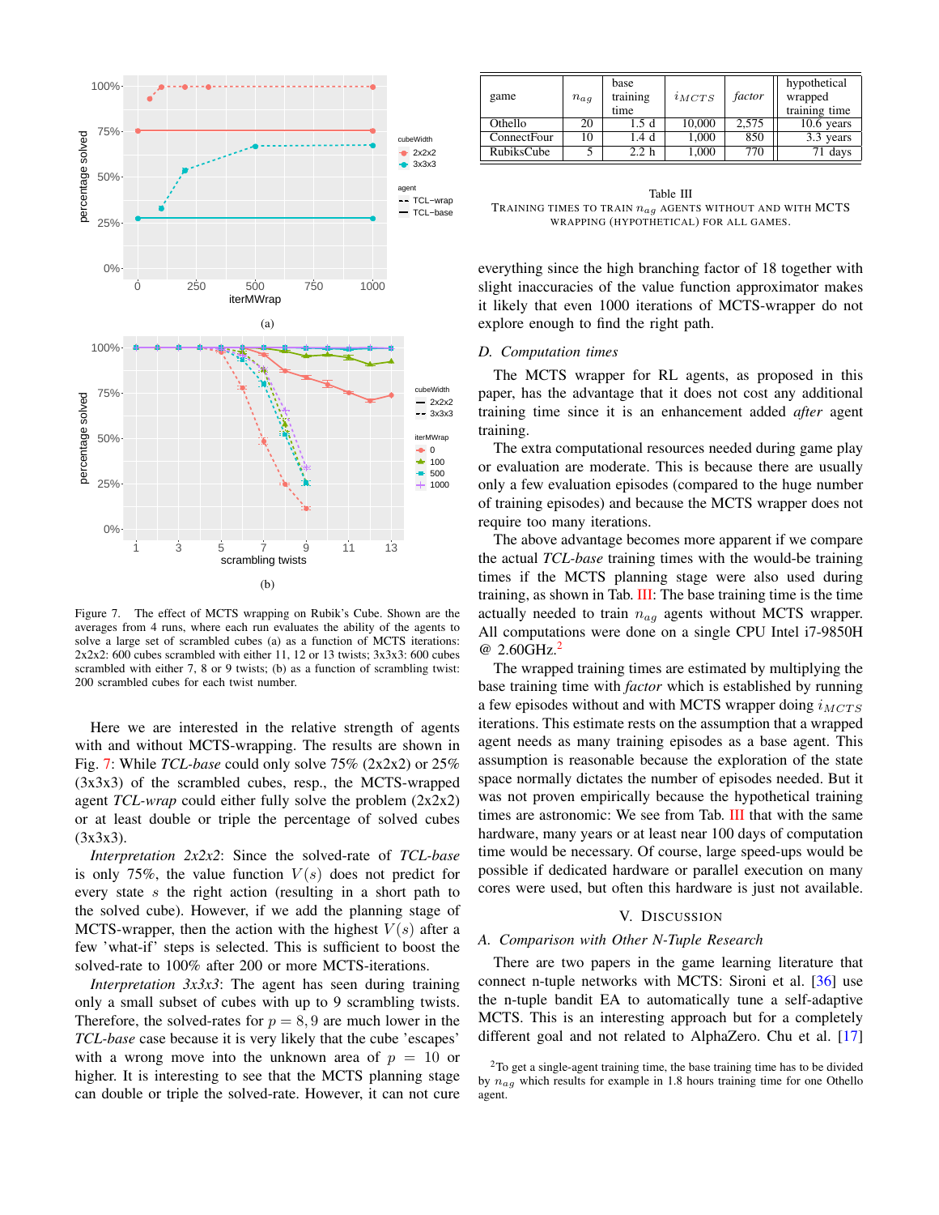Figure 7. The effect of MCTS wrapping on Rubik's Cube. Shown are the averages from 4 runs, where each run evaluates the ability of the agents to solve a large set of scrambled cubes (a) as a function of MCTS iterations: 2x2x2: 600 cubes scrambled with either 11, 12 or 13 twists; 3x3x3: 600 cubes scrambled with either 7, 8 or 9 twists; (b) as a function of scrambling twist: 200 scrambled cubes for each twist number.

Here we are interested in the relative strength of agents with and without MCTS-wrapping. The results are shown in Fig. 7: While *TCL-base* could only solve 75% (2x2x2) or 25% (3x3x3) of the scrambled cubes, resp., the MCTS-wrapped agent *TCL-wrap* could either fully solve the problem (2x2x2) or at least double or triple the percentage of solved cubes (3x3x3).

*Interpretation 2x2x2*: Since the solved-rate of *TCL-base* is only 75%, the value function $V(s)$ does not predict for every state $s$ the right action (resulting in a short path to the solved cube). However, if we add the planning stage of MCTS-wrapper, then the action with the highest $V(s)$ after a few 'what-if' steps is selected. This is sufficient to boost the solved-rate to 100% after 200 or more MCTS-iterations.

*Interpretation 3x3x3*: The agent has seen during training only a small subset of cubes with up to 9 scrambling twists. Therefore, the solved-rates for $p = 8, 9$ are much lower in the *TCL-base* case because it is very likely that the cube 'escapes' with a wrong move into the unknown area of $p = 10$ or higher. It is interesting to see that the MCTS planning stage can double or triple the solved-rate. However, it can not cure everything since the high branching factor of 18 together with slight inaccuracies of the value function approximator makes it likely that even 1000 iterations of MCTS-wrapper do not explore enough to find the right path.

| game | $n_{ag}$ | base training time | $i_{MCTS}$ | *factor* | hypothetical wrapped training time |
|---|---|---|---|---|---|
| Othello | 20 | 1.5 d | 10,000 | 2,575 | 10.6 years |
| ConnectFour | 10 | 1.4 d | 1,000 | 850 | 3.3 years |
| RubiksCube | 5 | 2.2 h | 1,000 | 770 | 71 days |

Table III
TRAINING TIMES TO TRAIN $n_{ag}$ AGENTS WITHOUT AND WITH MCTS WRAPPING (HYPOTHETICAL) FOR ALL GAMES.

### D. Computation times

The MCTS wrapper for RL agents, as proposed in this paper, has the advantage that it does not cost any additional training time since it is an enhancement added *after* agent training.

The extra computational resources needed during game play or evaluation are moderate. This is because there are usually only a few evaluation episodes (compared to the huge number of training episodes) and because the MCTS wrapper does not require too many iterations.

The above advantage becomes more apparent if we compare the actual *TCL-base* training times with the would-be training times if the MCTS planning stage were also used during training, as shown in Tab. III: The base training time is the time actually needed to train $n_{ag}$ agents without MCTS wrapper. All computations were done on a single CPU Intel i7-9850H @ 2.60GHz.[2]

The wrapped training times are estimated by multiplying the base training time with *factor* which is established by running a few episodes without and with MCTS wrapper doing $i_{MCTS}$ iterations. This estimate rests on the assumption that a wrapped agent needs as many training episodes as a base agent. This assumption is reasonable because the exploration of the state space normally dictates the number of episodes needed. But it was not proven empirically because the hypothetical training times are astronomic: We see from Tab. III that with the same hardware, many years or at least near 100 days of computation time would be necessary. Of course, large speed-ups would be possible if dedicated hardware or parallel execution on many cores were used, but often this hardware is just not available.

## V. Discussion

### A. Comparison with Other N-Tuple Research

There are two papers in the game learning literature that connect n-tuple networks with MCTS: Sironi et al. [36] use the n-tuple bandit EA to automatically tune a self-adaptive MCTS. This is an interesting approach but for a completely different goal and not related to AlphaZero. Chu et al. [17]

[2] To get a single-agent training time, the base training time has to be divided by $n_{ag}$ which results for example in 1.8 hours training time for one Othello agent.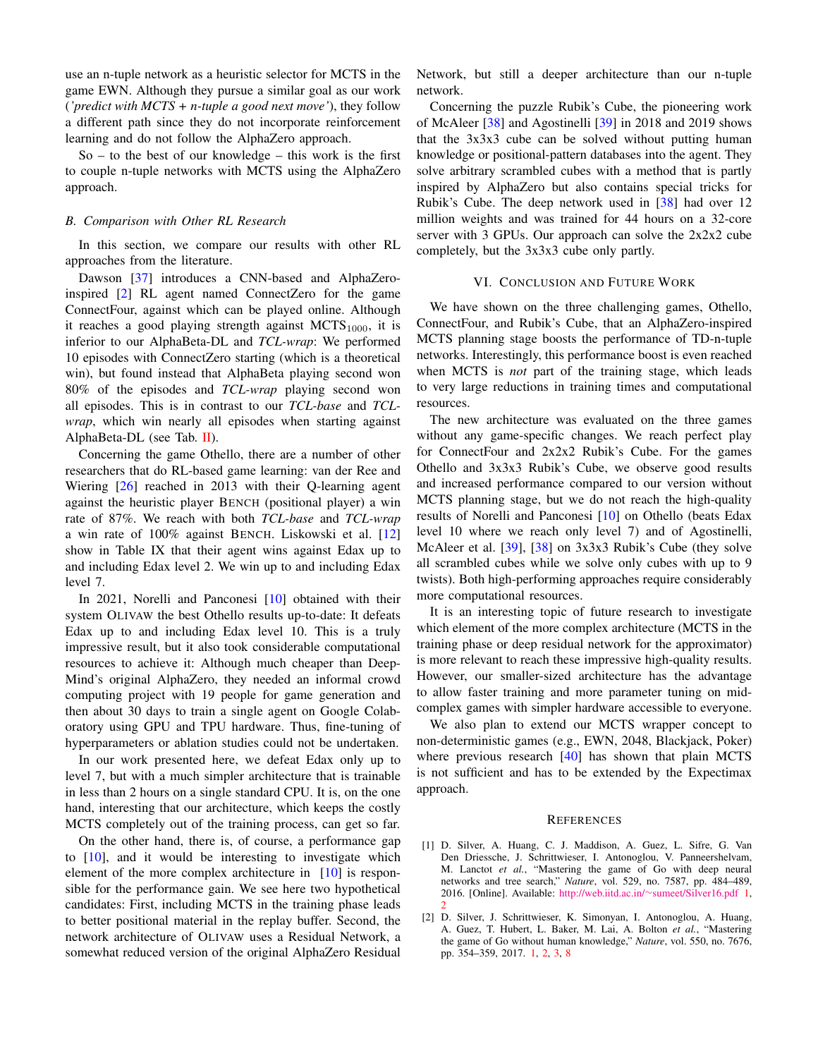use an n-tuple network as a heuristic selector for MCTS in the game EWN. Although they pursue a similar goal as our work (*'predict with MCTS + n-tuple a good next move'*), they follow a different path since they do not incorporate reinforcement learning and do not follow the AlphaZero approach.

So – to the best of our knowledge – this work is the first to couple n-tuple networks with MCTS using the AlphaZero approach.

### *B. Comparison with Other RL Research*

In this section, we compare our results with other RL approaches from the literature.

Dawson [37] introduces a CNN-based and AlphaZero-inspired [2] RL agent named ConnectZero for the game ConnectFour, against which can be played online. Although it reaches a good playing strength against $\text{MCTS}_{1000}$, it is inferior to our AlphaBeta-DL and *TCL-wrap*: We performed 10 episodes with ConnectZero starting (which is a theoretical win), but found instead that AlphaBeta playing second won 80% of the episodes and *TCL-wrap* playing second won all episodes. This is in contrast to our *TCL-base* and *TCL-wrap*, which win nearly all episodes when starting against AlphaBeta-DL (see Tab. II).

Concerning the game Othello, there are a number of other researchers that do RL-based game learning: van der Ree and Wiering [26] reached in 2013 with their Q-learning agent against the heuristic player BENCH (positional player) a win rate of 87%. We reach with both *TCL-base* and *TCL-wrap* a win rate of 100% against BENCH. Liskowski et al. [12] show in Table IX that their agent wins against Edax up to and including Edax level 2. We win up to and including Edax level 7.

In 2021, Norelli and Panconesi [10] obtained with their system OLIVAW the best Othello results up-to-date: It defeats Edax up to and including Edax level 10. This is a truly impressive result, but it also took considerable computational resources to achieve it: Although much cheaper than DeepMind's original AlphaZero, they needed an informal crowd computing project with 19 people for game generation and then about 30 days to train a single agent on Google Colaboratory using GPU and TPU hardware. Thus, fine-tuning of hyperparameters or ablation studies could not be undertaken.

In our work presented here, we defeat Edax only up to level 7, but with a much simpler architecture that is trainable in less than 2 hours on a single standard CPU. It is, on the one hand, interesting that our architecture, which keeps the costly MCTS completely out of the training process, can get so far.

On the other hand, there is, of course, a performance gap to [10], and it would be interesting to investigate which element of the more complex architecture in [10] is responsible for the performance gain. We see here two hypothetical candidates: First, including MCTS in the training phase leads to better positional material in the replay buffer. Second, the network architecture of OLIVAW uses a Residual Network, a somewhat reduced version of the original AlphaZero Residual Network, but still a deeper architecture than our n-tuple network.

Concerning the puzzle Rubik's Cube, the pioneering work of McAleer [38] and Agostinelli [39] in 2018 and 2019 shows that the 3x3x3 cube can be solved without putting human knowledge or positional-pattern databases into the agent. They solve arbitrary scrambled cubes with a method that is partly inspired by AlphaZero but also contains special tricks for Rubik's Cube. The deep network used in [38] had over 12 million weights and was trained for 44 hours on a 32-core server with 3 GPUs. Our approach can solve the 2x2x2 cube completely, but the 3x3x3 cube only partly.

## VI. Conclusion and Future Work

We have shown on the three challenging games, Othello, ConnectFour, and Rubik's Cube, that an AlphaZero-inspired MCTS planning stage boosts the performance of TD-n-tuple networks. Interestingly, this performance boost is even reached when MCTS is *not* part of the training stage, which leads to very large reductions in training times and computational resources.

The new architecture was evaluated on the three games without any game-specific changes. We reach perfect play for ConnectFour and 2x2x2 Rubik's Cube. For the games Othello and 3x3x3 Rubik's Cube, we observe good results and increased performance compared to our version without MCTS planning stage, but we do not reach the high-quality results of Norelli and Panconesi [10] on Othello (beats Edax level 10 where we reach only level 7) and of Agostinelli, McAleer et al. [39], [38] on 3x3x3 Rubik's Cube (they solve all scrambled cubes while we solve only cubes with up to 9 twists). Both high-performing approaches require considerably more computational resources.

It is an interesting topic of future research to investigate which element of the more complex architecture (MCTS in the training phase or deep residual network for the approximator) is more relevant to reach these impressive high-quality results. However, our smaller-sized architecture has the advantage to allow faster training and more parameter tuning on mid-complex games with simpler hardware accessible to everyone.

We also plan to extend our MCTS wrapper concept to non-deterministic games (e.g., EWN, 2048, Blackjack, Poker) where previous research [40] has shown that plain MCTS is not sufficient and has to be extended by the Expectimax approach.

## References

[1] D. Silver, A. Huang, C. J. Maddison, A. Guez, L. Sifre, G. Van Den Driessche, J. Schrittwieser, I. Antonoglou, V. Panneershelvam, M. Lanctot *et al.*, "Mastering the game of Go with deep neural networks and tree search," *Nature*, vol. 529, no. 7587, pp. 484–489, 2016. [Online]. Available: http://web.iitd.ac.in/~sumeet/Silver16.pdf 1, 2

[2] D. Silver, J. Schrittwieser, K. Simonyan, I. Antonoglou, A. Huang, A. Guez, T. Hubert, L. Baker, M. Lai, A. Bolton *et al.*, "Mastering the game of Go without human knowledge," *Nature*, vol. 550, no. 7676, pp. 354–359, 2017. 1, 2, 3, 8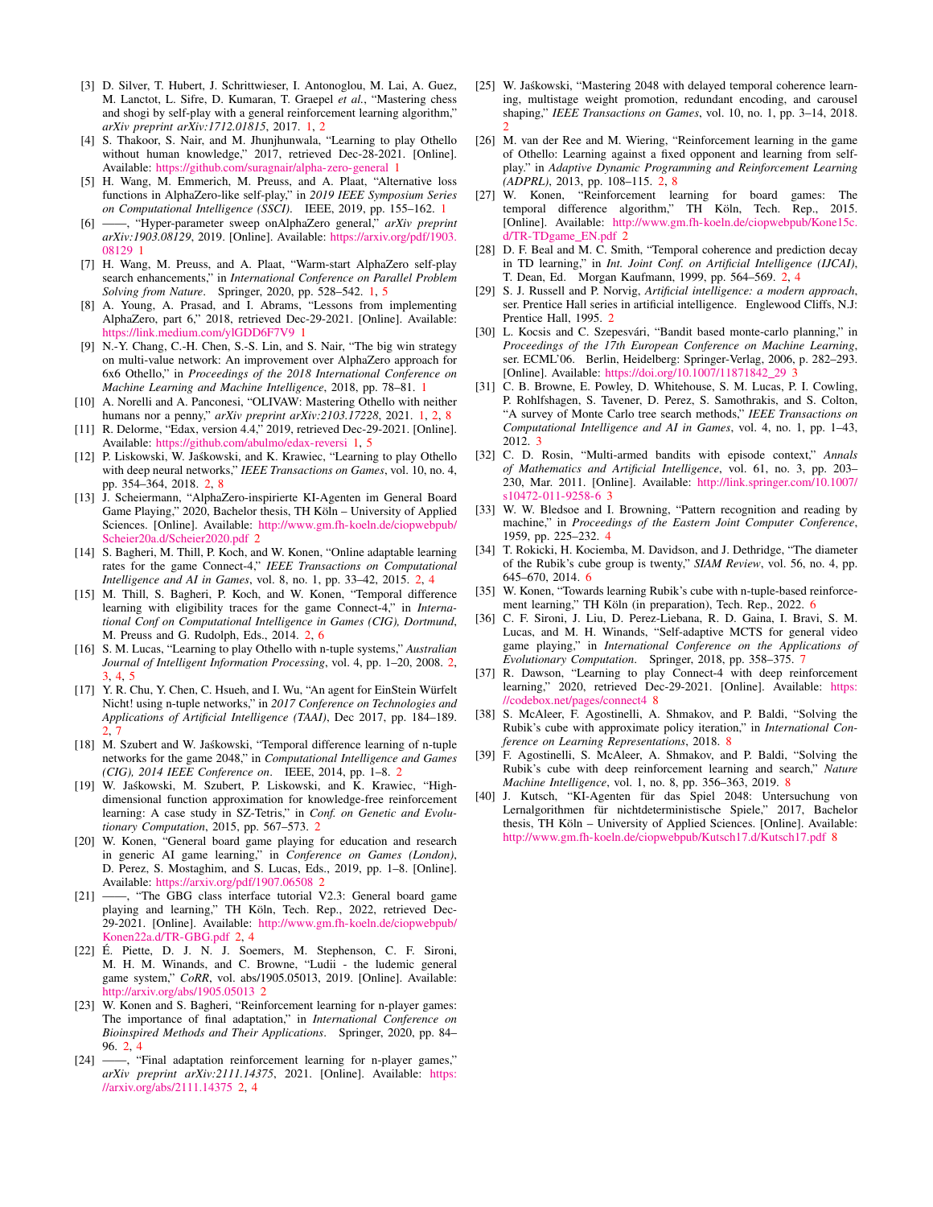[3] D. Silver, T. Hubert, J. Schrittwieser, I. Antonoglou, M. Lai, A. Guez, M. Lanctot, L. Sifre, D. Kumaran, T. Graepel *et al.*, "Mastering chess and shogi by self-play with a general reinforcement learning algorithm," *arXiv preprint arXiv:1712.01815*, 2017. 1, 2

[4] S. Thakoor, S. Nair, and M. Jhunjhunwala, "Learning to play Othello without human knowledge," 2017, retrieved Dec-28-2021. [Online]. Available: https://github.com/suragnair/alpha-zero-general 1

[5] H. Wang, M. Emmerich, M. Preuss, and A. Plaat, "Alternative loss functions in AlphaZero-like self-play," in *2019 IEEE Symposium Series on Computational Intelligence (SSCI)*. IEEE, 2019, pp. 155–162. 1

[6] ——, "Hyper-parameter sweep onAlphaZero general," *arXiv preprint arXiv:1903.08129*, 2019. [Online]. Available: https://arxiv.org/pdf/1903.08129 1

[7] H. Wang, M. Preuss, and A. Plaat, "Warm-start AlphaZero self-play search enhancements," in *International Conference on Parallel Problem Solving from Nature*. Springer, 2020, pp. 528–542. 1, 5

[8] A. Young, A. Prasad, and I. Abrams, "Lessons from implementing AlphaZero, part 6," 2018, retrieved Dec-29-2021. [Online]. Available: https://link.medium.com/ylGDD6F7V9 1

[9] N.-Y. Chang, C.-H. Chen, S.-S. Lin, and S. Nair, "The big win strategy on multi-value network: An improvement over AlphaZero approach for 6x6 Othello," in *Proceedings of the 2018 International Conference on Machine Learning and Machine Intelligence*, 2018, pp. 78–81. 1

[10] A. Norelli and A. Panconesi, "OLIVAW: Mastering Othello with neither humans nor a penny," *arXiv preprint arXiv:2103.17228*, 2021. 1, 2, 8

[11] R. Delorme, "Edax, version 4.4," 2019, retrieved Dec-29-2021. [Online]. Available: https://github.com/abulmo/edax-reversi 1, 5

[12] P. Liskowski, W. Jaśkowski, and K. Krawiec, "Learning to play Othello with deep neural networks," *IEEE Transactions on Games*, vol. 10, no. 4, pp. 354–364, 2018. 2, 8

[13] J. Scheiermann, "AlphaZero-inspirierte KI-Agenten im General Board Game Playing," 2020, Bachelor thesis, TH Köln – University of Applied Sciences. [Online]. Available: http://www.gm.fh-koeln.de/ciopwebpub/Scheier20a.d/Scheier2020.pdf 2

[14] S. Bagheri, M. Thill, P. Koch, and W. Konen, "Online adaptable learning rates for the game Connect-4," *IEEE Transactions on Computational Intelligence and AI in Games*, vol. 8, no. 1, pp. 33–42, 2015. 2, 4

[15] M. Thill, S. Bagheri, P. Koch, and W. Konen, "Temporal difference learning with eligibility traces for the game Connect-4," in *International Conf on Computational Intelligence in Games (CIG), Dortmund*, M. Preuss and G. Rudolph, Eds., 2014. 2, 6

[16] S. M. Lucas, "Learning to play Othello with n-tuple systems," *Australian Journal of Intelligent Information Processing*, vol. 4, pp. 1–20, 2008. 2, 3, 4, 5

[17] Y. R. Chu, Y. Chen, C. Hsueh, and I. Wu, "An agent for EinStein Würfelt Nicht! using n-tuple networks," in *2017 Conference on Technologies and Applications of Artificial Intelligence (TAAI)*, Dec 2017, pp. 184–189. 2, 7

[18] M. Szubert and W. Jaśkowski, "Temporal difference learning of n-tuple networks for the game 2048," in *Computational Intelligence and Games (CIG), 2014 IEEE Conference on*. IEEE, 2014, pp. 1–8. 2

[19] W. Jaśkowski, M. Szubert, P. Liskowski, and K. Krawiec, "High-dimensional function approximation for knowledge-free reinforcement learning: A case study in SZ-Tetris," in *Conf. on Genetic and Evolutionary Computation*, 2015, pp. 567–573. 2

[20] W. Konen, "General board game playing for education and research in generic AI game learning," in *Conference on Games (London)*, D. Perez, S. Mostaghim, and S. Lucas, Eds., 2019, pp. 1–8. [Online]. Available: https://arxiv.org/pdf/1907.06508 2

[21] ——, "The GBG class interface tutorial V2.3: General board game playing and learning," TH Köln, Tech. Rep., 2022, retrieved Dec-29-2021. [Online]. Available: http://www.gm.fh-koeln.de/ciopwebpub/Konen22a.d/TR-GBG.pdf 2, 4

[22] É. Piette, D. J. N. J. Soemers, M. Stephenson, C. F. Sironi, M. H. M. Winands, and C. Browne, "Ludii - the ludemic general game system," *CoRR*, vol. abs/1905.05013, 2019. [Online]. Available: http://arxiv.org/abs/1905.05013 2

[23] W. Konen and S. Bagheri, "Reinforcement learning for n-player games: The importance of final adaptation," in *International Conference on Bioinspired Methods and Their Applications*. Springer, 2020, pp. 84–96. 2, 4

[24] ——, "Final adaptation reinforcement learning for n-player games," *arXiv preprint arXiv:2111.14375*, 2021. [Online]. Available: https://arxiv.org/abs/2111.14375 2, 4

[25] W. Jaśkowski, "Mastering 2048 with delayed temporal coherence learning, multistage weight promotion, redundant encoding, and carousel shaping," *IEEE Transactions on Games*, vol. 10, no. 1, pp. 3–14, 2018. 2

[26] M. van der Ree and M. Wiering, "Reinforcement learning in the game of Othello: Learning against a fixed opponent and learning from self-play." in *Adaptive Dynamic Programming and Reinforcement Learning (ADPRL)*, 2013, pp. 108–115. 2, 8

[27] W. Konen, "Reinforcement learning for board games: The temporal difference algorithm," TH Köln, Tech. Rep., 2015. [Online]. Available: http://www.gm.fh-koeln.de/ciopwebpub/Kone15c.d/TR-TDgame_EN.pdf 2

[28] D. F. Beal and M. C. Smith, "Temporal coherence and prediction decay in TD learning," in *Int. Joint Conf. on Artificial Intelligence (IJCAI)*, T. Dean, Ed. Morgan Kaufmann, 1999, pp. 564–569. 2, 4

[29] S. J. Russell and P. Norvig, *Artificial intelligence: a modern approach*, ser. Prentice Hall series in artificial intelligence. Englewood Cliffs, N.J: Prentice Hall, 1995. 2

[30] L. Kocsis and C. Szepesvári, "Bandit based monte-carlo planning," in *Proceedings of the 17th European Conference on Machine Learning*, ser. ECML'06. Berlin, Heidelberg: Springer-Verlag, 2006, p. 282–293. [Online]. Available: https://doi.org/10.1007/11871842_29 3

[31] C. B. Browne, E. Powley, D. Whitehouse, S. M. Lucas, P. I. Cowling, P. Rohlfshagen, S. Tavener, D. Perez, S. Samothrakis, and S. Colton, "A survey of Monte Carlo tree search methods," *IEEE Transactions on Computational Intelligence and AI in Games*, vol. 4, no. 1, pp. 1–43, 2012. 3

[32] C. D. Rosin, "Multi-armed bandits with episode context," *Annals of Mathematics and Artificial Intelligence*, vol. 61, no. 3, pp. 203–230, Mar. 2011. [Online]. Available: http://link.springer.com/10.1007/s10472-011-9258-6 3

[33] W. W. Bledsoe and I. Browning, "Pattern recognition and reading by machine," in *Proceedings of the Eastern Joint Computer Conference*, 1959, pp. 225–232. 4

[34] T. Rokicki, H. Kociemba, M. Davidson, and J. Dethridge, "The diameter of the Rubik's cube group is twenty," *SIAM Review*, vol. 56, no. 4, pp. 645–670, 2014. 6

[35] W. Konen, "Towards learning Rubik's cube with n-tuple-based reinforcement learning," TH Köln (in preparation), Tech. Rep., 2022. 6

[36] C. F. Sironi, J. Liu, D. Perez-Liebana, R. D. Gaina, I. Bravi, S. M. Lucas, and M. H. M. Winands, "Self-adaptive MCTS for general video game playing," in *International Conference on the Applications of Evolutionary Computation*. Springer, 2018, pp. 358–375. 7

[37] R. Dawson, "Learning to play Connect-4 with deep reinforcement learning," 2020, retrieved Dec-29-2021. [Online]. Available: https://codebox.net/pages/connect4 8

[38] S. McAleer, F. Agostinelli, A. Shmakov, and P. Baldi, "Solving the Rubik's cube with approximate policy iteration," in *International Conference on Learning Representations*, 2018. 8

[39] F. Agostinelli, S. McAleer, A. Shmakov, and P. Baldi, "Solving the Rubik's cube with deep reinforcement learning and search," *Nature Machine Intelligence*, vol. 1, no. 8, pp. 356–363, 2019. 8

[40] J. Kutsch, "KI-Agenten für das Spiel 2048: Untersuchung von Lernalgorithmen für nichtdeterministische Spiele," 2017, Bachelor thesis, TH Köln – University of Applied Sciences. [Online]. Available: http://www.gm.fh-koeln.de/ciopwebpub/Kutsch17.d/Kutsch17.pdf 8